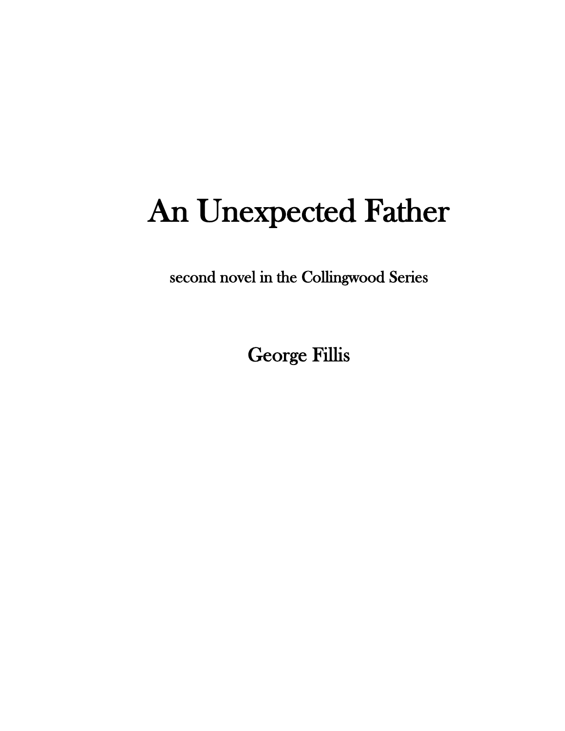# An Unexpected Father

second novel in the Collingwood Series

George Fillis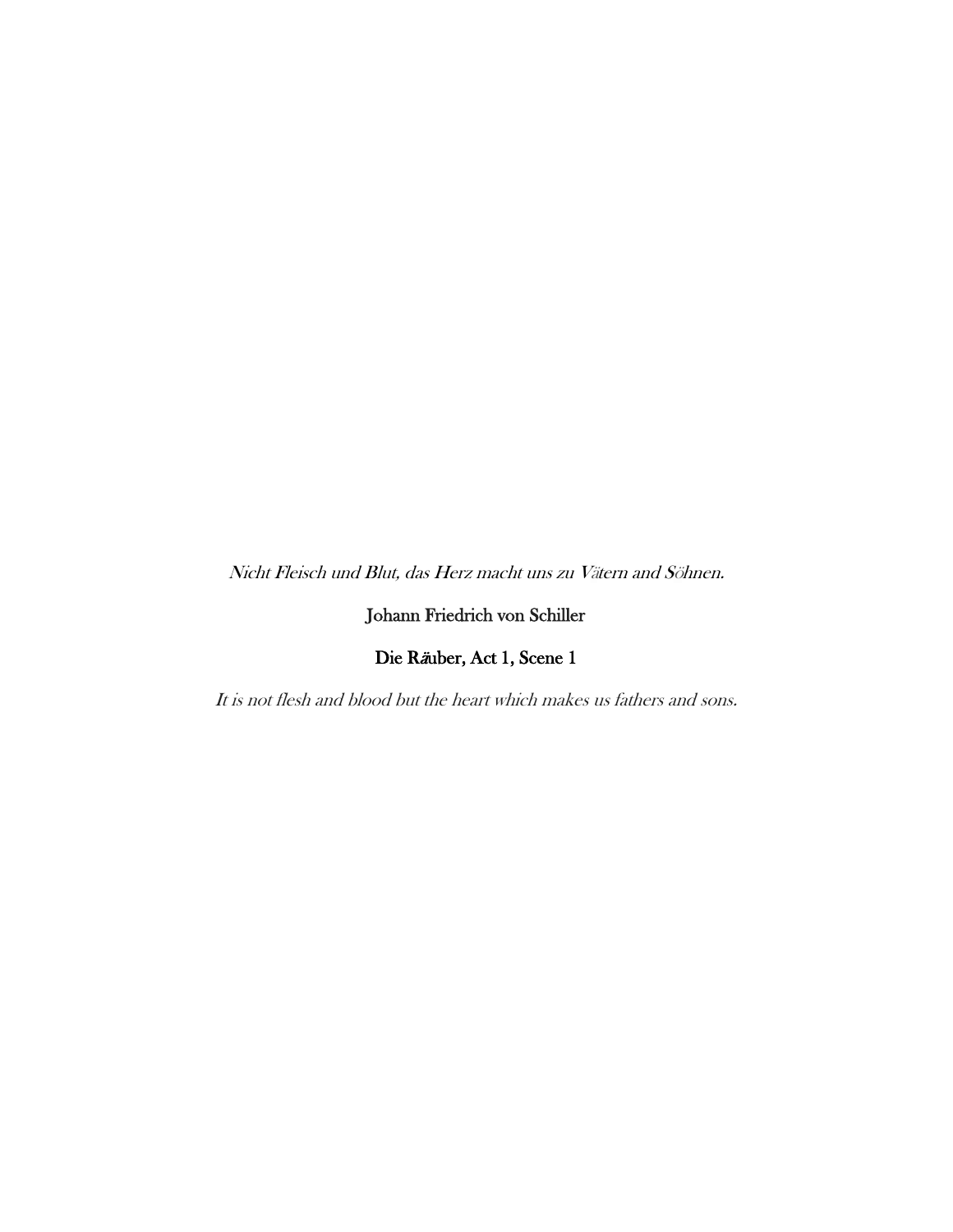*Nicht Fleisch und Blut, das Herz macht uns zu Vätern and Söhnen.*

Johann Friedrich von Schiller

Die Räuber, Act 1, Scene 1

*It is not flesh and blood but the heart which makes us fathers and sons.*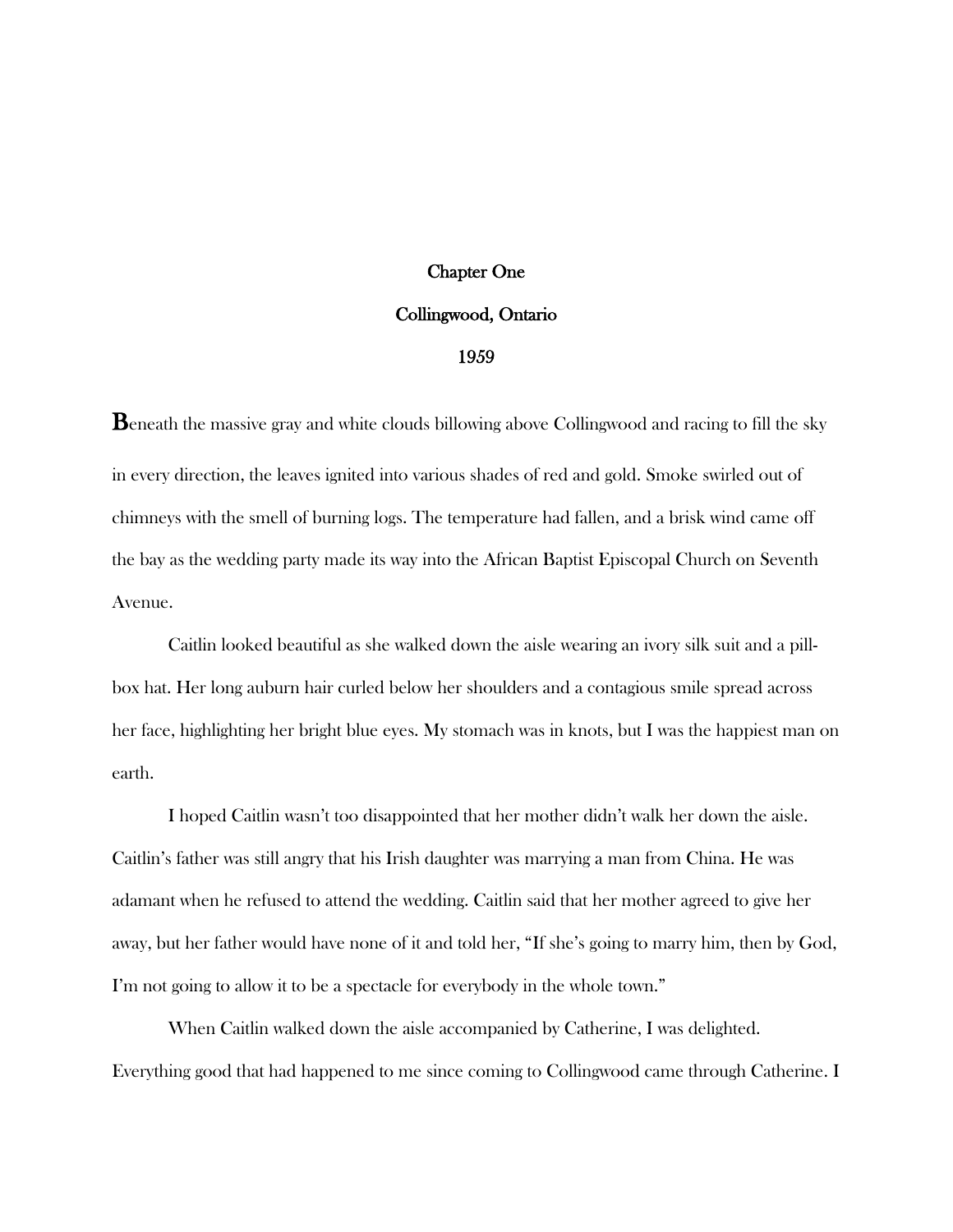# Chapter One

## Collingwood, Ontario

## 1959

Beneath the massive gray and white clouds billowing above Collingwood and racing to fill the sky in every direction, the leaves ignited into various shades of red and gold. Smoke swirled out of chimneys with the smell of burning logs. The temperature had fallen, and a brisk wind came off the bay as the wedding party made its way into the African Baptist Episcopal Church on Seventh Avenue.

Caitlin looked beautiful as she walked down the aisle wearing an ivory silk suit and a pill-box hat. Her long auburn hair curled below her shoulders and a contagious smile spread across her face, highlighting her bright blue eyes. My stomach was in knots, but I was the happiest man on earth.

I hoped Caitlin wasn't too disappointed that her mother didn't walk her down the aisle. Caitlin's father was still angry that his Irish daughter was marrying a man from China. He was adamant when he refused to attend the wedding. Caitlin said that her mother agreed to give her away, but her father would have none of it and told her, "If she's going to marry him, then by God, I'm not going to allow it to be a spectacle for everybody in the whole town."

When Caitlin walked down the aisle accompanied by Catherine, I was delighted. Everything good that had happened to me since coming to Collingwood came through Catherine. I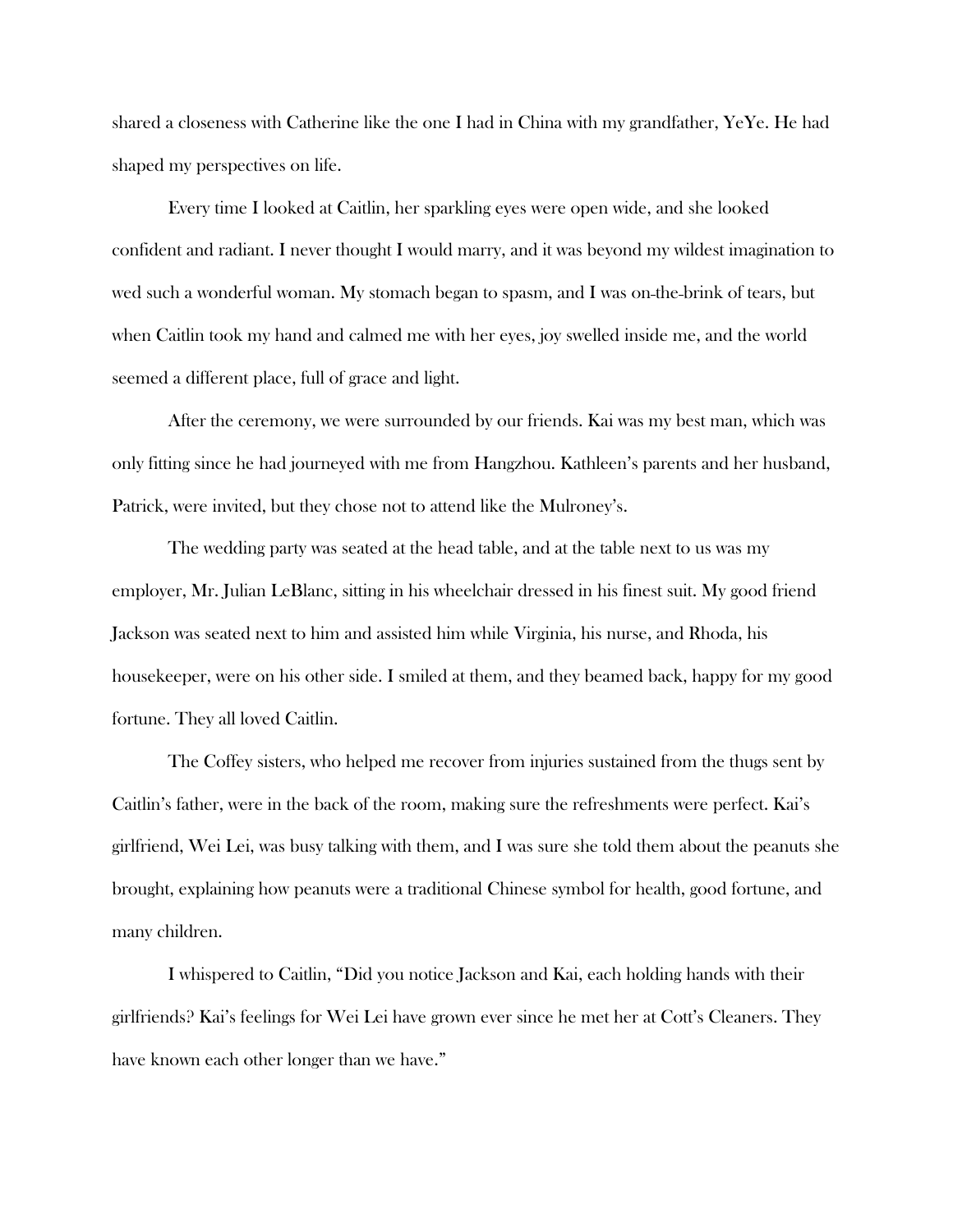shared a closeness with Catherine like the one I had in China with my grandfather, YeYe. He had shaped my perspectives on life.

Every time I looked at Caitlin, her sparkling eyes were open wide, and she looked confident and radiant. I never thought I would marry, and it was beyond my wildest imagination to wed such a wonderful woman. My stomach began to spasm, and I was on-the-brink of tears, but when Caitlin took my hand and calmed me with her eyes, joy swelled inside me, and the world seemed a different place, full of grace and light.

After the ceremony, we were surrounded by our friends. Kai was my best man, which was only fitting since he had journeyed with me from Hangzhou. Kathleen's parents and her husband, Patrick, were invited, but they chose not to attend like the Mulroney's.

The wedding party was seated at the head table, and at the table next to us was my employer, Mr. Julian LeBlanc, sitting in his wheelchair dressed in his finest suit. My good friend Jackson was seated next to him and assisted him while Virginia, his nurse, and Rhoda, his housekeeper, were on his other side. I smiled at them, and they beamed back, happy for my good fortune. They all loved Caitlin.

The Coffey sisters, who helped me recover from injuries sustained from the thugs sent by Caitlin's father, were in the back of the room, making sure the refreshments were perfect. Kai's girlfriend, Wei Lei, was busy talking with them, and I was sure she told them about the peanuts she brought, explaining how peanuts were a traditional Chinese symbol for health, good fortune, and many children.

I whispered to Caitlin, "Did you notice Jackson and Kai, each holding hands with their girlfriends? Kai's feelings for Wei Lei have grown ever since he met her at Cott's Cleaners. They have known each other longer than we have."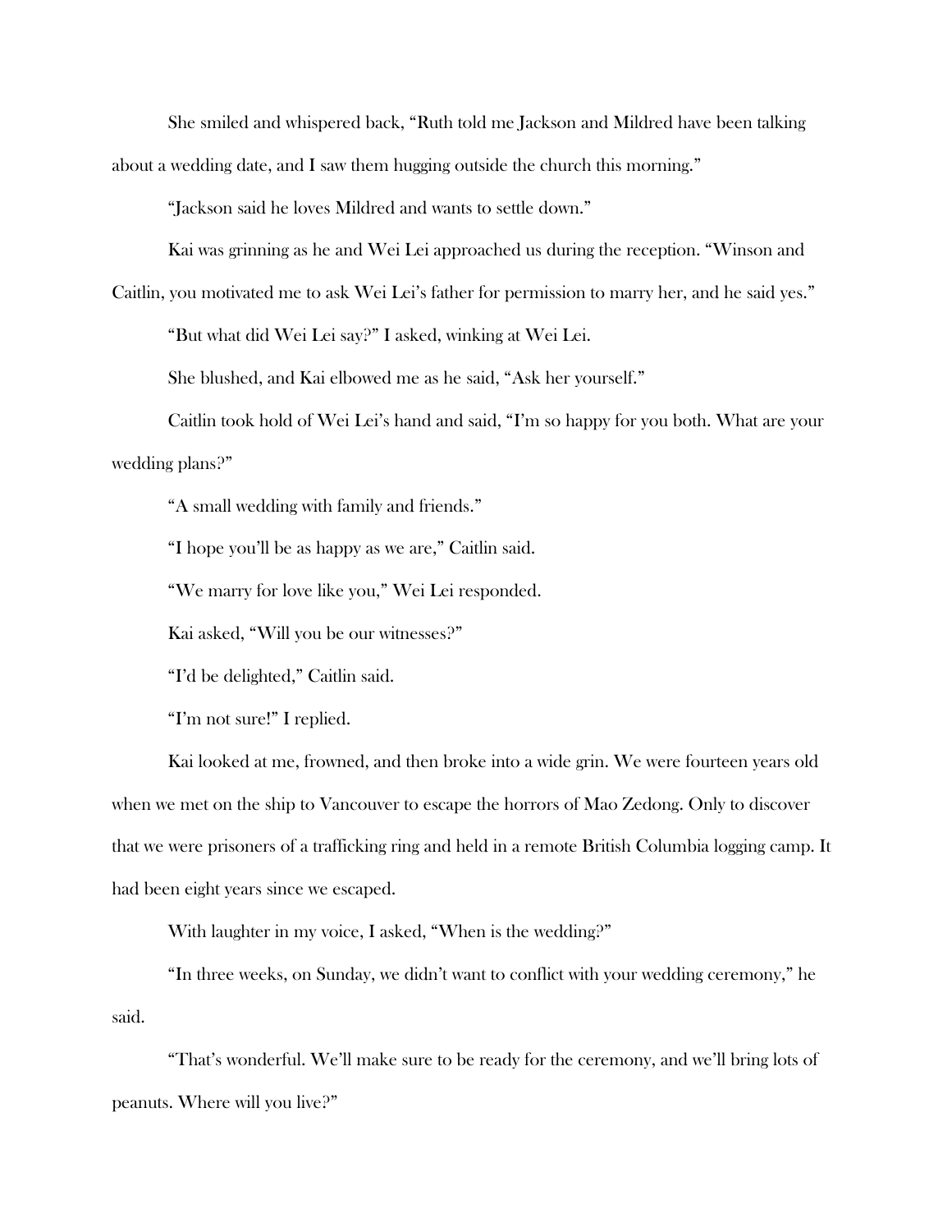She smiled and whispered back, "Ruth told me Jackson and Mildred have been talking about a wedding date, and I saw them hugging outside the church this morning."

"Jackson said he loves Mildred and wants to settle down."

Kai was grinning as he and Wei Lei approached us during the reception. "Winson and Caitlin, you motivated me to ask Wei Lei's father for permission to marry her, and he said yes."

"But what did Wei Lei say?" I asked, winking at Wei Lei.

She blushed, and Kai elbowed me as he said, "Ask her yourself."

Caitlin took hold of Wei Lei's hand and said, "I'm so happy for you both. What are your wedding plans?"

"A small wedding with family and friends."

"I hope you'll be as happy as we are," Caitlin said.

"We marry for love like you," Wei Lei responded.

Kai asked, "Will you be our witnesses?"

"I'd be delighted," Caitlin said.

"I'm not sure!" I replied.

Kai looked at me, frowned, and then broke into a wide grin. We were fourteen years old when we met on the ship to Vancouver to escape the horrors of Mao Zedong. Only to discover that we were prisoners of a trafficking ring and held in a remote British Columbia logging camp. It had been eight years since we escaped.

With laughter in my voice, I asked, "When is the wedding?"

"In three weeks, on Sunday, we didn't want to conflict with your wedding ceremony," he said.

"That's wonderful. We'll make sure to be ready for the ceremony, and we'll bring lots of peanuts. Where will you live?"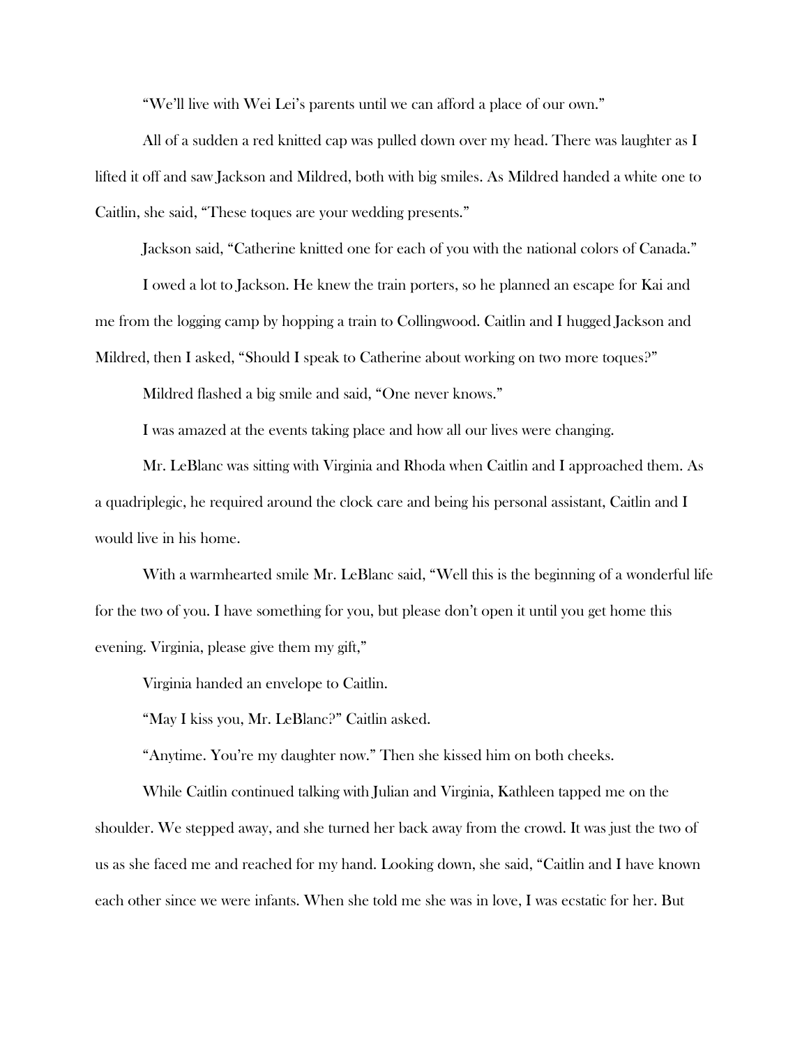"We'll live with Wei Lei's parents until we can afford a place of our own."

All of a sudden a red knitted cap was pulled down over my head. There was laughter as I lifted it off and saw Jackson and Mildred, both with big smiles. As Mildred handed a white one to Caitlin, she said, "These toques are your wedding presents."

Jackson said, "Catherine knitted one for each of you with the national colors of Canada."

I owed a lot to Jackson. He knew the train porters, so he planned an escape for Kai and me from the logging camp by hopping a train to Collingwood. Caitlin and I hugged Jackson and Mildred, then I asked, "Should I speak to Catherine about working on two more toques?"

Mildred flashed a big smile and said, "One never knows."

I was amazed at the events taking place and how all our lives were changing.

Mr. LeBlanc was sitting with Virginia and Rhoda when Caitlin and I approached them. As a quadriplegic, he required around the clock care and being his personal assistant, Caitlin and I would live in his home.

With a warmhearted smile Mr. LeBlanc said, "Well this is the beginning of a wonderful life for the two of you. I have something for you, but please don't open it until you get home this evening. Virginia, please give them my gift,"

Virginia handed an envelope to Caitlin.

"May I kiss you, Mr. LeBlanc?" Caitlin asked.

"Anytime. You're my daughter now." Then she kissed him on both cheeks.

While Caitlin continued talking with Julian and Virginia, Kathleen tapped me on the shoulder. We stepped away, and she turned her back away from the crowd. It was just the two of us as she faced me and reached for my hand. Looking down, she said, "Caitlin and I have known each other since we were infants. When she told me she was in love, I was ecstatic for her. But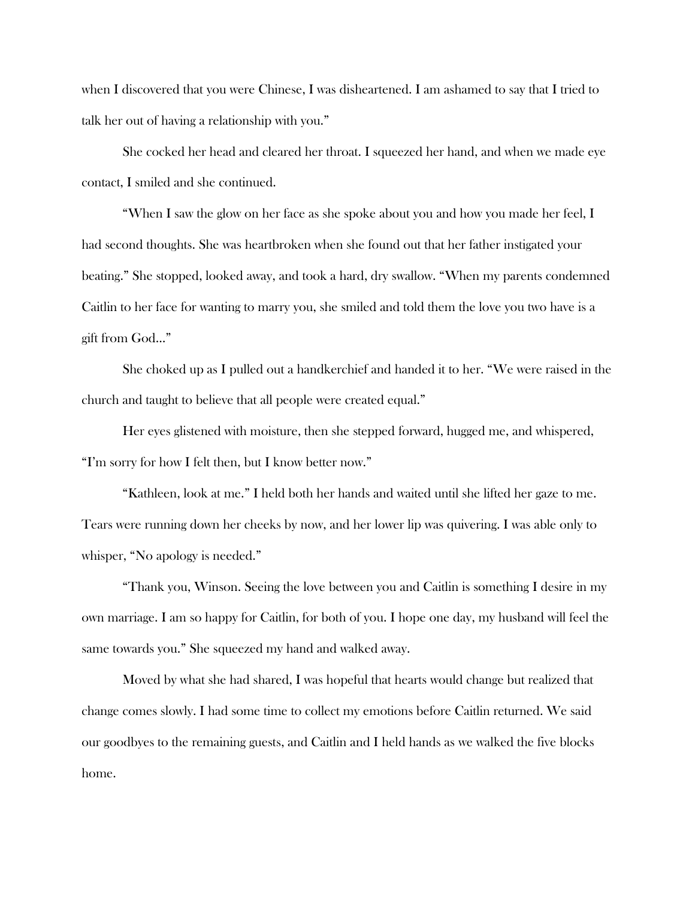when I discovered that you were Chinese, I was disheartened. I am ashamed to say that I tried to talk her out of having a relationship with you."

She cocked her head and cleared her throat. I squeezed her hand, and when we made eye contact, I smiled and she continued.

"When I saw the glow on her face as she spoke about you and how you made her feel, I had second thoughts. She was heartbroken when she found out that her father instigated your beating." She stopped, looked away, and took a hard, dry swallow. "When my parents condemned Caitlin to her face for wanting to marry you, she smiled and told them the love you two have is a gift from God…"

She choked up as I pulled out a handkerchief and handed it to her. "We were raised in the church and taught to believe that all people were created equal."

Her eyes glistened with moisture, then she stepped forward, hugged me, and whispered, "I'm sorry for how I felt then, but I know better now."

"Kathleen, look at me." I held both her hands and waited until she lifted her gaze to me. Tears were running down her cheeks by now, and her lower lip was quivering. I was able only to whisper, "No apology is needed."

"Thank you, Winson. Seeing the love between you and Caitlin is something I desire in my own marriage. I am so happy for Caitlin, for both of you. I hope one day, my husband will feel the same towards you." She squeezed my hand and walked away.

Moved by what she had shared, I was hopeful that hearts would change but realized that change comes slowly. I had some time to collect my emotions before Caitlin returned. We said our goodbyes to the remaining guests, and Caitlin and I held hands as we walked the five blocks home.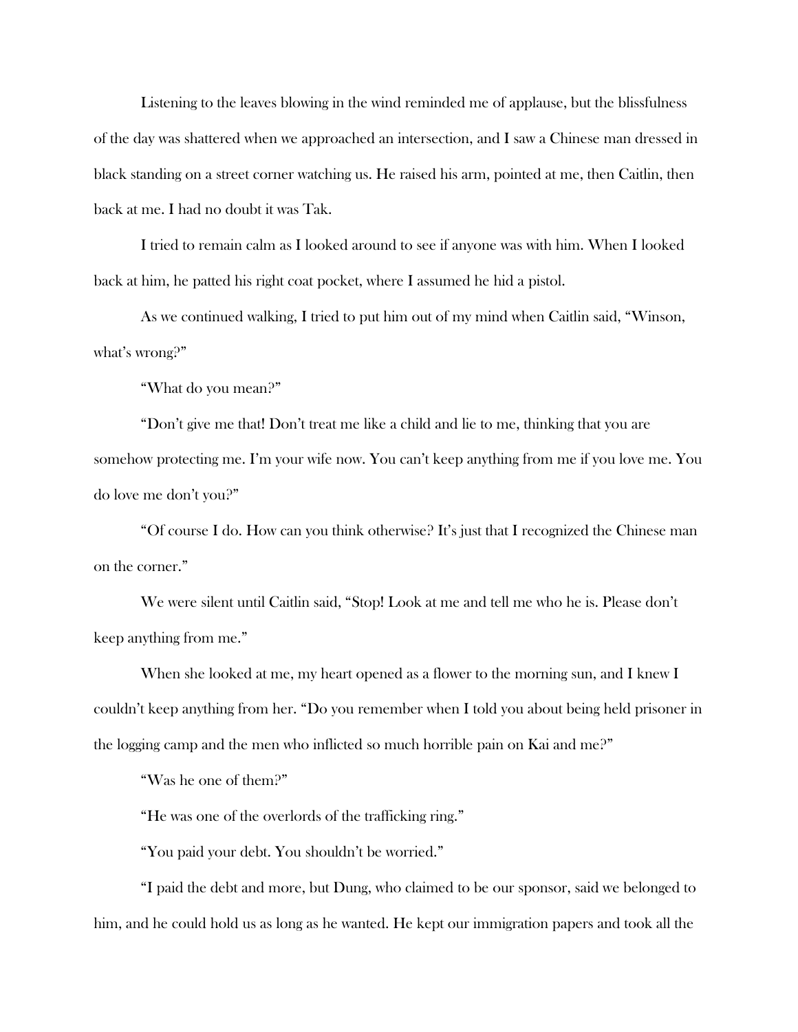Listening to the leaves blowing in the wind reminded me of applause, but the blissfulness of the day was shattered when we approached an intersection, and I saw a Chinese man dressed in black standing on a street corner watching us. He raised his arm, pointed at me, then Caitlin, then back at me. I had no doubt it was Tak.

I tried to remain calm as I looked around to see if anyone was with him. When I looked back at him, he patted his right coat pocket, where I assumed he hid a pistol.

As we continued walking, I tried to put him out of my mind when Caitlin said, "Winson, what's wrong?"

"What do you mean?"

"Don't give me that! Don't treat me like a child and lie to me, thinking that you are somehow protecting me. I'm your wife now. You can't keep anything from me if you love me. You do love me don't you?"

"Of course I do. How can you think otherwise? It's just that I recognized the Chinese man on the corner."

We were silent until Caitlin said, "Stop! Look at me and tell me who he is. Please don't keep anything from me."

When she looked at me, my heart opened as a flower to the morning sun, and I knew I couldn't keep anything from her. "Do you remember when I told you about being held prisoner in the logging camp and the men who inflicted so much horrible pain on Kai and me?"

"Was he one of them?"

"He was one of the overlords of the trafficking ring."

"You paid your debt. You shouldn't be worried."

"I paid the debt and more, but Dung, who claimed to be our sponsor, said we belonged to him, and he could hold us as long as he wanted. He kept our immigration papers and took all the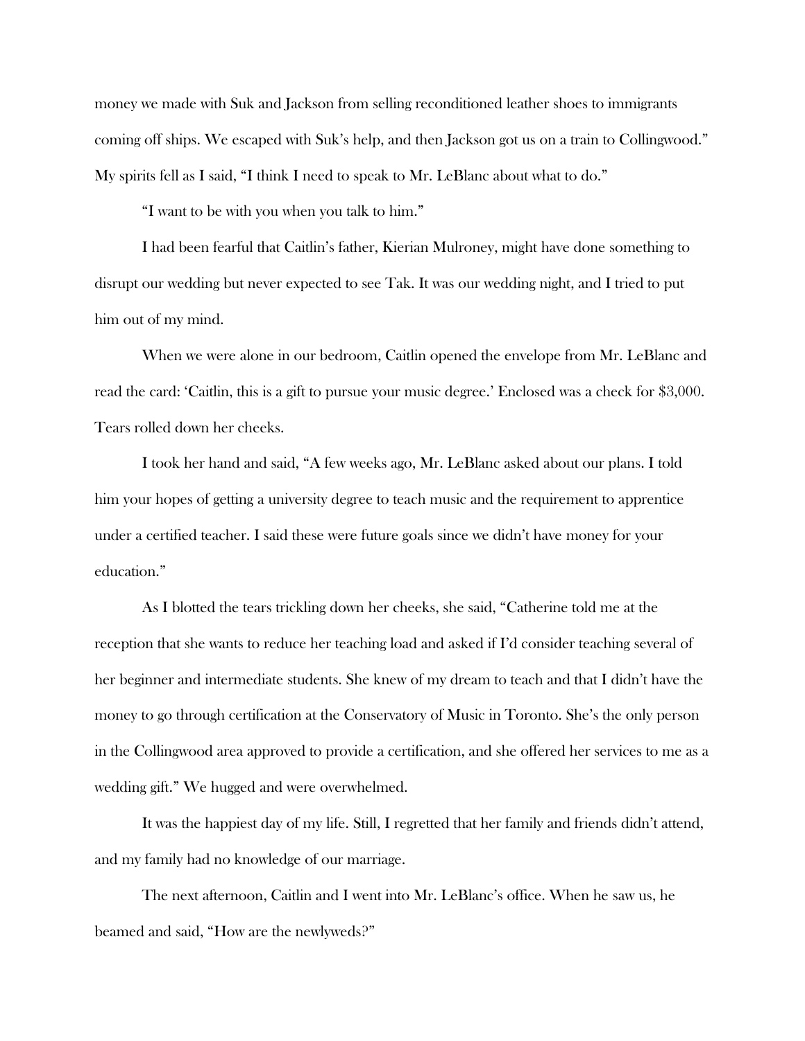money we made with Suk and Jackson from selling reconditioned leather shoes to immigrants coming off ships. We escaped with Suk's help, and then Jackson got us on a train to Collingwood." My spirits fell as I said, "I think I need to speak to Mr. LeBlanc about what to do."

"I want to be with you when you talk to him."

I had been fearful that Caitlin's father, Kierian Mulroney, might have done something to disrupt our wedding but never expected to see Tak. It was our wedding night, and I tried to put him out of my mind.

When we were alone in our bedroom, Caitlin opened the envelope from Mr. LeBlanc and read the card: 'Caitlin, this is a gift to pursue your music degree.' Enclosed was a check for $3,000. Tears rolled down her cheeks.

I took her hand and said, "A few weeks ago, Mr. LeBlanc asked about our plans. I told him your hopes of getting a university degree to teach music and the requirement to apprentice under a certified teacher. I said these were future goals since we didn't have money for your education."

As I blotted the tears trickling down her cheeks, she said, "Catherine told me at the reception that she wants to reduce her teaching load and asked if I'd consider teaching several of her beginner and intermediate students. She knew of my dream to teach and that I didn't have the money to go through certification at the Conservatory of Music in Toronto. She's the only person in the Collingwood area approved to provide a certification, and she offered her services to me as a wedding gift." We hugged and were overwhelmed.

It was the happiest day of my life. Still, I regretted that her family and friends didn't attend, and my family had no knowledge of our marriage.

The next afternoon, Caitlin and I went into Mr. LeBlanc's office. When he saw us, he beamed and said, "How are the newlyweds?"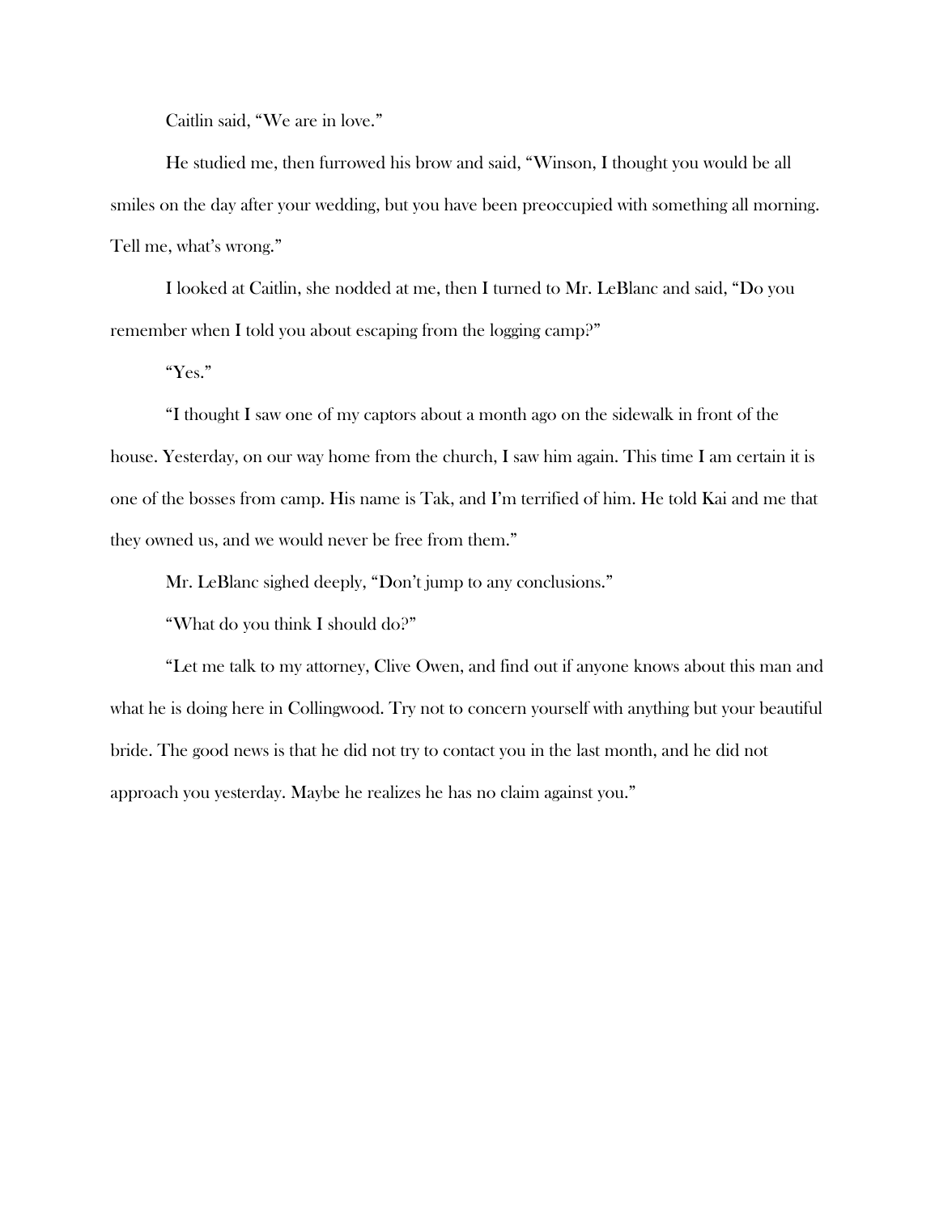Caitlin said, “We are in love.”

He studied me, then furrowed his brow and said, “Winson, I thought you would be all smiles on the day after your wedding, but you have been preoccupied with something all morning. Tell me, what’s wrong.”

I looked at Caitlin, she nodded at me, then I turned to Mr. LeBlanc and said, “Do you remember when I told you about escaping from the logging camp?”

“Yes.”

“I thought I saw one of my captors about a month ago on the sidewalk in front of the house. Yesterday, on our way home from the church, I saw him again. This time I am certain it is one of the bosses from camp. His name is Tak, and I’m terrified of him. He told Kai and me that they owned us, and we would never be free from them.”

Mr. LeBlanc sighed deeply, “Don’t jump to any conclusions.”

“What do you think I should do?”

“Let me talk to my attorney, Clive Owen, and find out if anyone knows about this man and what he is doing here in Collingwood. Try not to concern yourself with anything but your beautiful bride. The good news is that he did not try to contact you in the last month, and he did not approach you yesterday. Maybe he realizes he has no claim against you.”